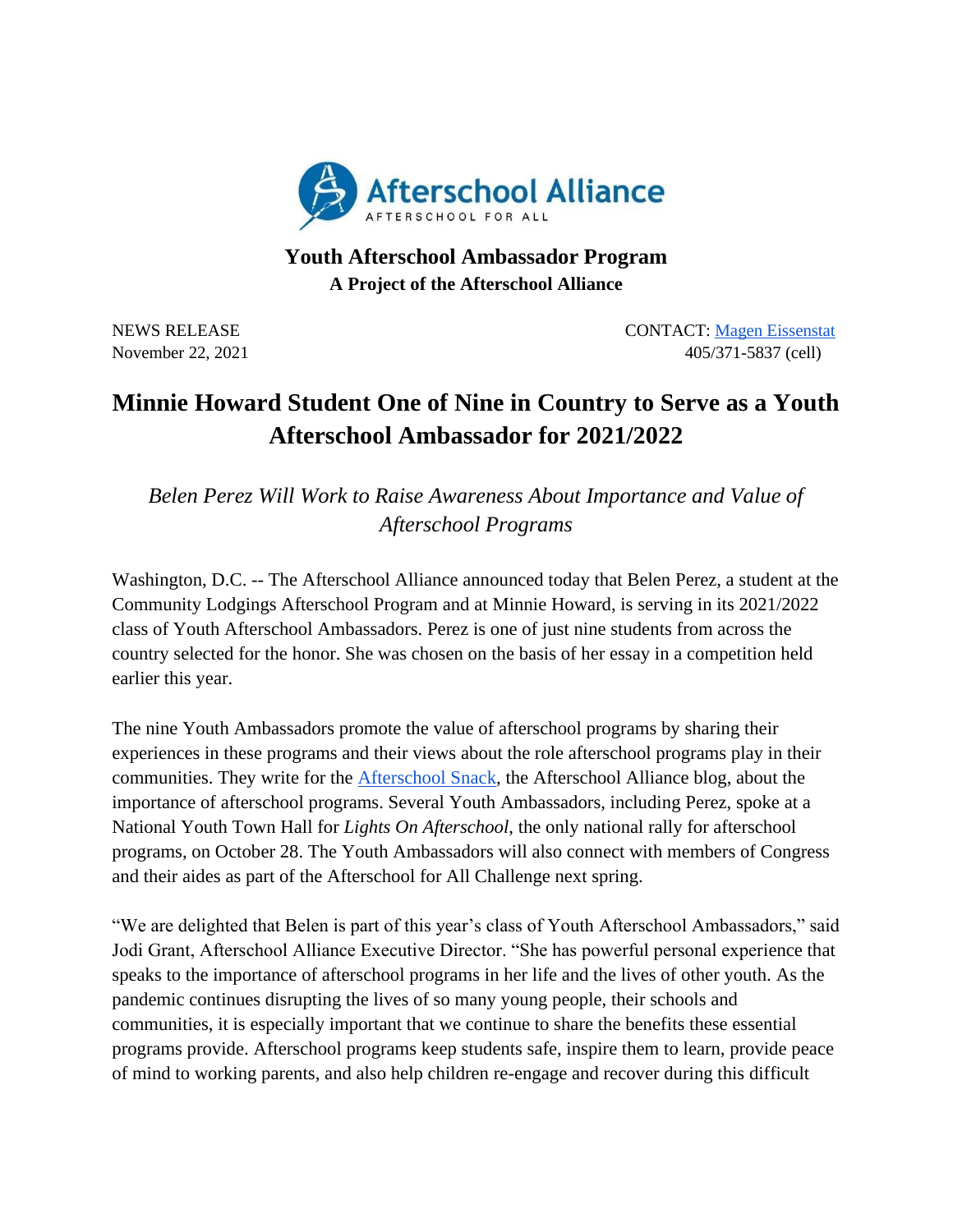Afterschool Alliance
AFTERSCHOOL FOR ALL

**Youth Afterschool Ambassador Program**
**A Project of the Afterschool Alliance**

NEWS RELEASE
November 22, 2021

CONTACT: [Magen Eissenstat](#)
405/371-5837 (cell)

# Minnie Howard Student One of Nine in Country to Serve as a Youth Afterschool Ambassador for 2021/2022

*Belen Perez Will Work to Raise Awareness About Importance and Value of Afterschool Programs*

Washington, D.C. -- The Afterschool Alliance announced today that Belen Perez, a student at the Community Lodgings Afterschool Program and at Minnie Howard, is serving in its 2021/2022 class of Youth Afterschool Ambassadors. Perez is one of just nine students from across the country selected for the honor. She was chosen on the basis of her essay in a competition held earlier this year.

The nine Youth Ambassadors promote the value of afterschool programs by sharing their experiences in these programs and their views about the role afterschool programs play in their communities. They write for the [Afterschool Snack](#), the Afterschool Alliance blog, about the importance of afterschool programs. Several Youth Ambassadors, including Perez, spoke at a National Youth Town Hall for *Lights On Afterschool*, the only national rally for afterschool programs, on October 28. The Youth Ambassadors will also connect with members of Congress and their aides as part of the Afterschool for All Challenge next spring.

"We are delighted that Belen is part of this year's class of Youth Afterschool Ambassadors," said Jodi Grant, Afterschool Alliance Executive Director. "She has powerful personal experience that speaks to the importance of afterschool programs in her life and the lives of other youth. As the pandemic continues disrupting the lives of so many young people, their schools and communities, it is especially important that we continue to share the benefits these essential programs provide. Afterschool programs keep students safe, inspire them to learn, provide peace of mind to working parents, and also help children re-engage and recover during this difficult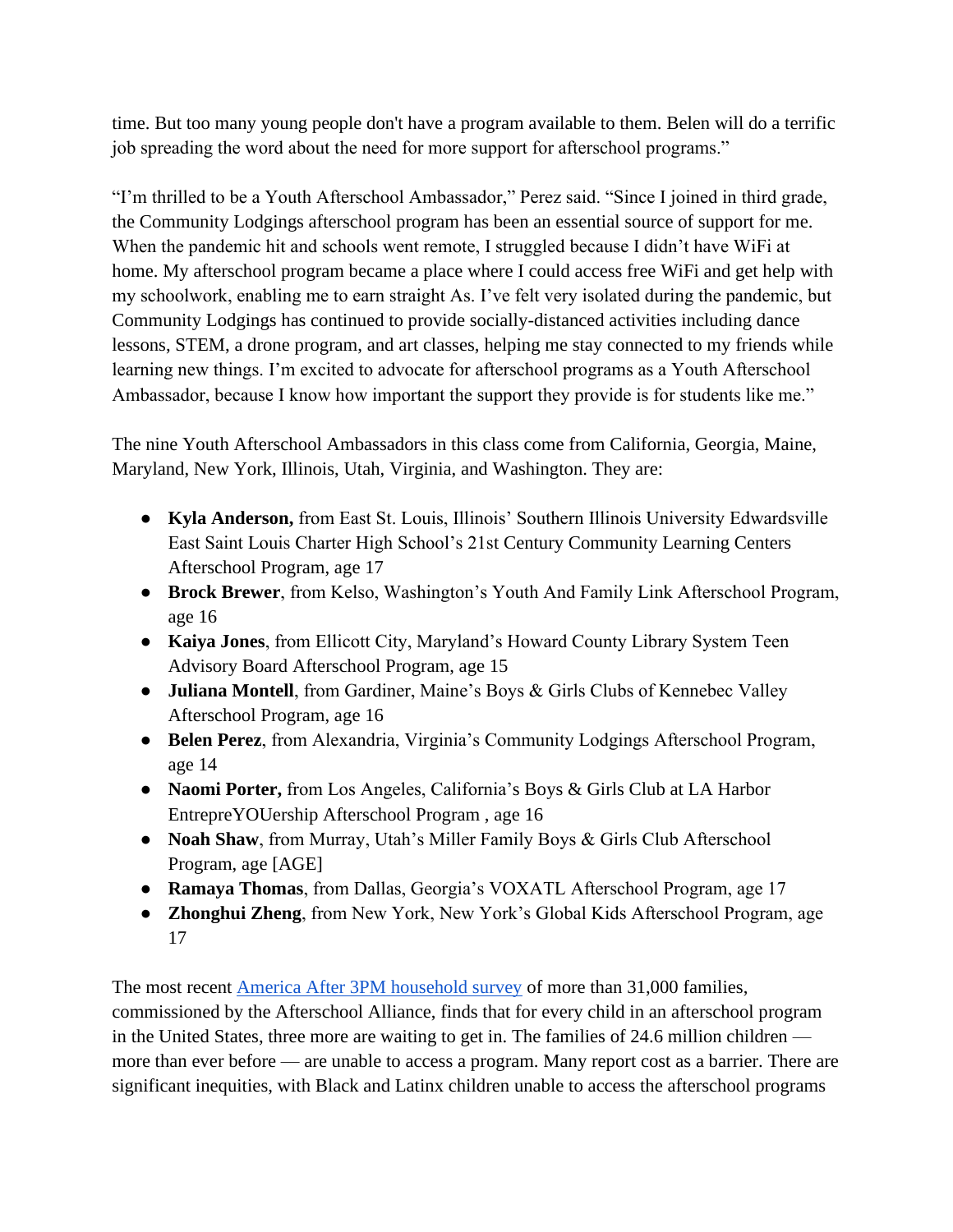time. But too many young people don't have a program available to them. Belen will do a terrific job spreading the word about the need for more support for afterschool programs."

"I'm thrilled to be a Youth Afterschool Ambassador," Perez said. "Since I joined in third grade, the Community Lodgings afterschool program has been an essential source of support for me. When the pandemic hit and schools went remote, I struggled because I didn't have WiFi at home. My afterschool program became a place where I could access free WiFi and get help with my schoolwork, enabling me to earn straight As. I've felt very isolated during the pandemic, but Community Lodgings has continued to provide socially-distanced activities including dance lessons, STEM, a drone program, and art classes, helping me stay connected to my friends while learning new things. I'm excited to advocate for afterschool programs as a Youth Afterschool Ambassador, because I know how important the support they provide is for students like me."

The nine Youth Afterschool Ambassadors in this class come from California, Georgia, Maine, Maryland, New York, Illinois, Utah, Virginia, and Washington. They are:

- **Kyla Anderson,** from East St. Louis, Illinois' Southern Illinois University Edwardsville East Saint Louis Charter High School's 21st Century Community Learning Centers Afterschool Program, age 17
- **Brock Brewer**, from Kelso, Washington's Youth And Family Link Afterschool Program, age 16
- **Kaiya Jones**, from Ellicott City, Maryland's Howard County Library System Teen Advisory Board Afterschool Program, age 15
- **Juliana Montell**, from Gardiner, Maine's Boys & Girls Clubs of Kennebec Valley Afterschool Program, age 16
- **Belen Perez**, from Alexandria, Virginia's Community Lodgings Afterschool Program, age 14
- **Naomi Porter,** from Los Angeles, California's Boys & Girls Club at LA Harbor EntrepreYOUership Afterschool Program , age 16
- **Noah Shaw**, from Murray, Utah's Miller Family Boys & Girls Club Afterschool Program, age [AGE]
- **Ramaya Thomas**, from Dallas, Georgia's VOXATL Afterschool Program, age 17
- **Zhonghui Zheng**, from New York, New York's Global Kids Afterschool Program, age 17

The most recent America After 3PM household survey of more than 31,000 families, commissioned by the Afterschool Alliance, finds that for every child in an afterschool program in the United States, three more are waiting to get in. The families of 24.6 million children — more than ever before — are unable to access a program. Many report cost as a barrier. There are significant inequities, with Black and Latinx children unable to access the afterschool programs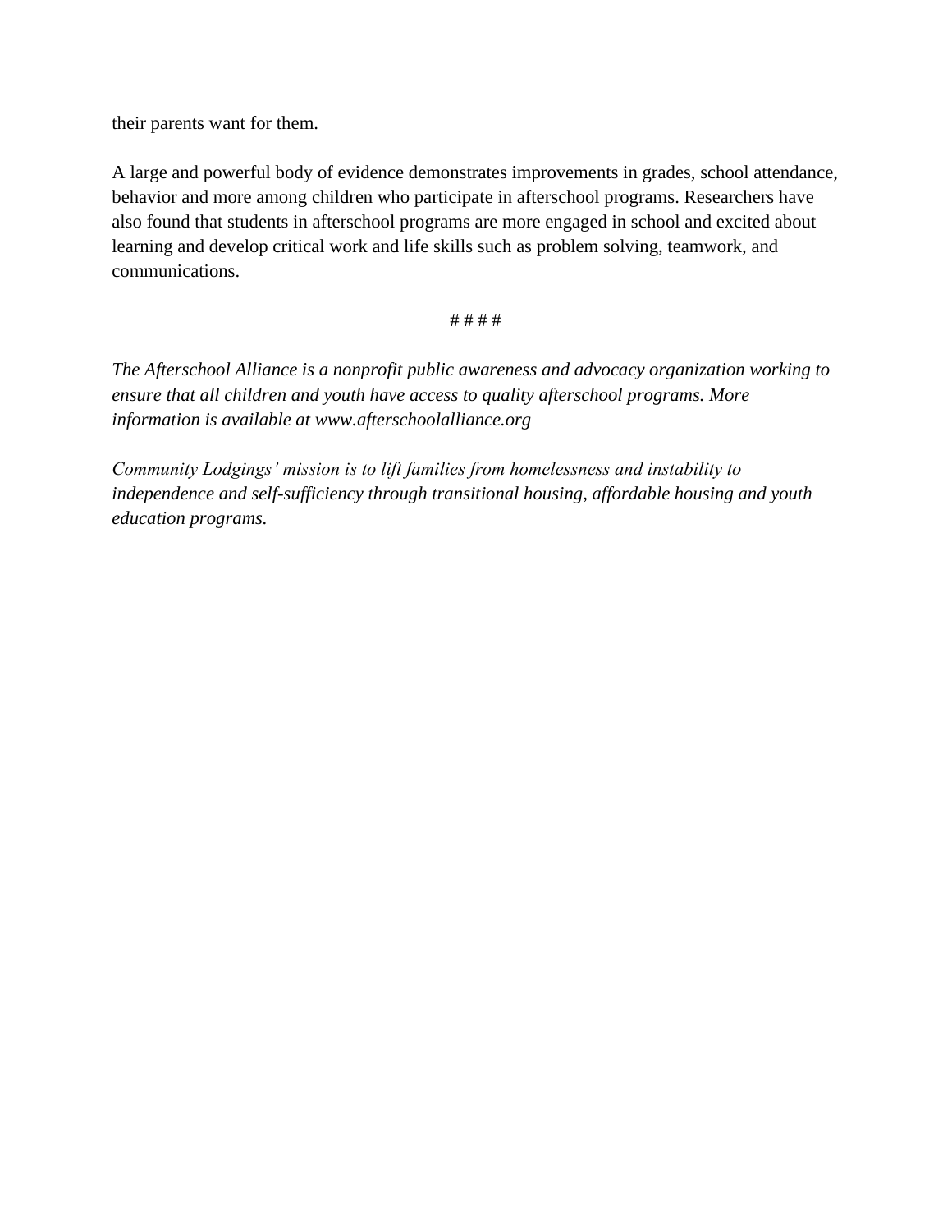their parents want for them.

A large and powerful body of evidence demonstrates improvements in grades, school attendance, behavior and more among children who participate in afterschool programs. Researchers have also found that students in afterschool programs are more engaged in school and excited about learning and develop critical work and life skills such as problem solving, teamwork, and communications.

# # # #

*The Afterschool Alliance is a nonprofit public awareness and advocacy organization working to ensure that all children and youth have access to quality afterschool programs. More information is available at www.afterschoolalliance.org*

*Community Lodgings' mission is to lift families from homelessness and instability to independence and self-sufficiency through transitional housing, affordable housing and youth education programs.*